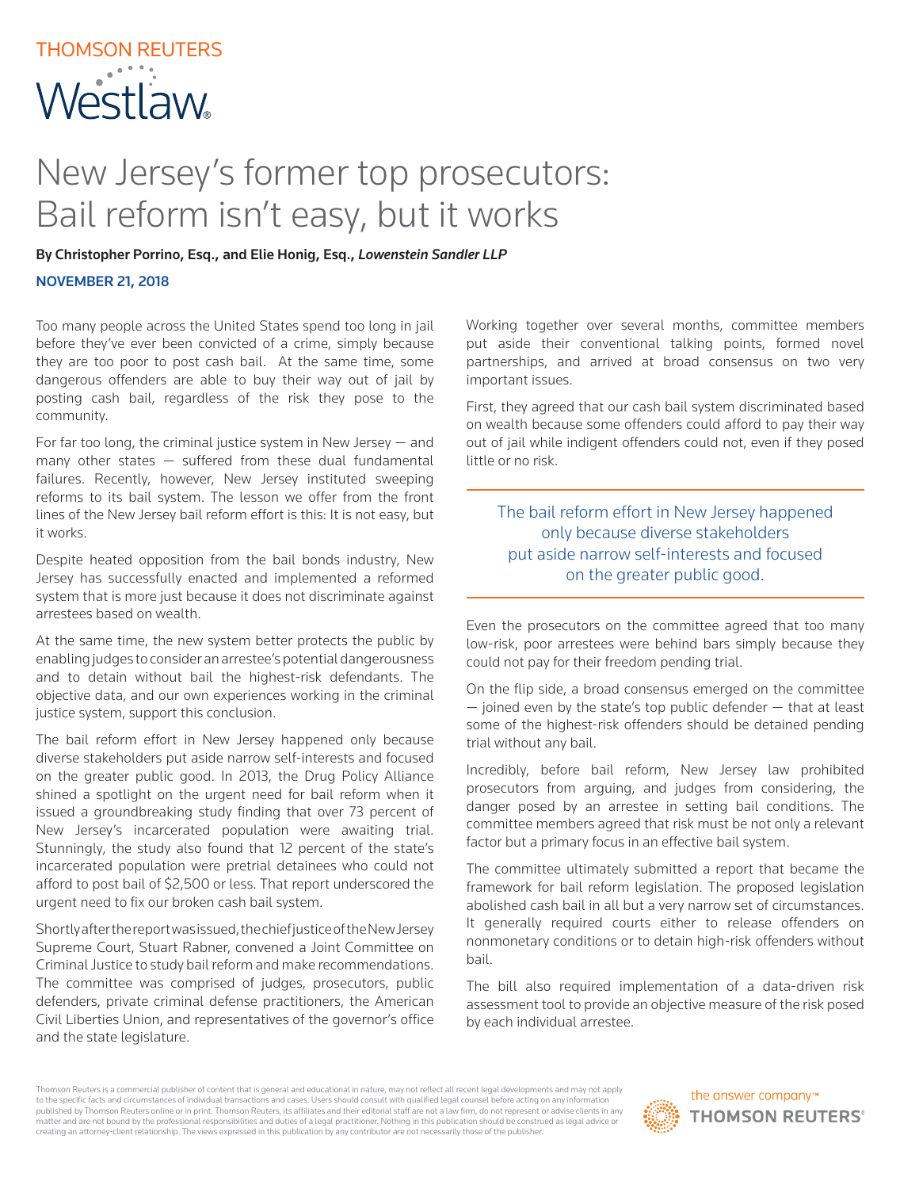# New Jersey's former top prosecutors: Bail reform isn't easy, but it works

**By Christopher Porrino, Esq., and Elie Honig, Esq.,** ***Lowenstein Sandler LLP***

**NOVEMBER 21, 2018**

Too many people across the United States spend too long in jail before they've ever been convicted of a crime, simply because they are too poor to post cash bail. At the same time, some dangerous offenders are able to buy their way out of jail by posting cash bail, regardless of the risk they pose to the community.

For far too long, the criminal justice system in New Jersey — and many other states — suffered from these dual fundamental failures. Recently, however, New Jersey instituted sweeping reforms to its bail system. The lesson we offer from the front lines of the New Jersey bail reform effort is this: It is not easy, but it works.

Despite heated opposition from the bail bonds industry, New Jersey has successfully enacted and implemented a reformed system that is more just because it does not discriminate against arrestees based on wealth.

At the same time, the new system better protects the public by enabling judges to consider an arrestee's potential dangerousness and to detain without bail the highest-risk defendants. The objective data, and our own experiences working in the criminal justice system, support this conclusion.

The bail reform effort in New Jersey happened only because diverse stakeholders put aside narrow self-interests and focused on the greater public good. In 2013, the Drug Policy Alliance shined a spotlight on the urgent need for bail reform when it issued a groundbreaking study finding that over 73 percent of New Jersey's incarcerated population were awaiting trial. Stunningly, the study also found that 12 percent of the state's incarcerated population were pretrial detainees who could not afford to post bail of $2,500 or less. That report underscored the urgent need to fix our broken cash bail system.

Shortly after the report was issued, the chief justice of the New Jersey Supreme Court, Stuart Rabner, convened a Joint Committee on Criminal Justice to study bail reform and make recommendations. The committee was comprised of judges, prosecutors, public defenders, private criminal defense practitioners, the American Civil Liberties Union, and representatives of the governor's office and the state legislature.

Working together over several months, committee members put aside their conventional talking points, formed novel partnerships, and arrived at broad consensus on two very important issues.

First, they agreed that our cash bail system discriminated based on wealth because some offenders could afford to pay their way out of jail while indigent offenders could not, even if they posed little or no risk.

> The bail reform effort in New Jersey happened only because diverse stakeholders put aside narrow self-interests and focused on the greater public good.

Even the prosecutors on the committee agreed that too many low-risk, poor arrestees were behind bars simply because they could not pay for their freedom pending trial.

On the flip side, a broad consensus emerged on the committee — joined even by the state's top public defender — that at least some of the highest-risk offenders should be detained pending trial without any bail.

Incredibly, before bail reform, New Jersey law prohibited prosecutors from arguing, and judges from considering, the danger posed by an arrestee in setting bail conditions. The committee members agreed that risk must be not only a relevant factor but a primary focus in an effective bail system.

The committee ultimately submitted a report that became the framework for bail reform legislation. The proposed legislation abolished cash bail in all but a very narrow set of circumstances. It generally required courts either to release offenders on nonmonetary conditions or to detain high-risk offenders without bail.

The bill also required implementation of a data-driven risk assessment tool to provide an objective measure of the risk posed by each individual arrestee.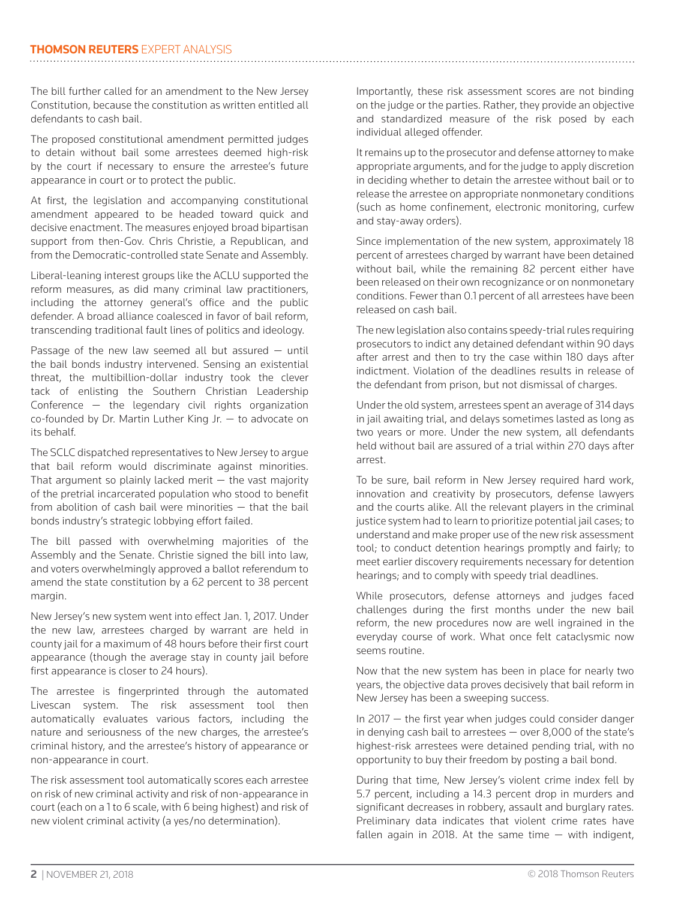The bill further called for an amendment to the New Jersey Constitution, because the constitution as written entitled all defendants to cash bail.

The proposed constitutional amendment permitted judges to detain without bail some arrestees deemed high-risk by the court if necessary to ensure the arrestee's future appearance in court or to protect the public.

At first, the legislation and accompanying constitutional amendment appeared to be headed toward quick and decisive enactment. The measures enjoyed broad bipartisan support from then-Gov. Chris Christie, a Republican, and from the Democratic-controlled state Senate and Assembly.

Liberal-leaning interest groups like the ACLU supported the reform measures, as did many criminal law practitioners, including the attorney general's office and the public defender. A broad alliance coalesced in favor of bail reform, transcending traditional fault lines of politics and ideology.

Passage of the new law seemed all but assured — until the bail bonds industry intervened. Sensing an existential threat, the multibillion-dollar industry took the clever tack of enlisting the Southern Christian Leadership Conference — the legendary civil rights organization co-founded by Dr. Martin Luther King Jr. — to advocate on its behalf.

The SCLC dispatched representatives to New Jersey to argue that bail reform would discriminate against minorities. That argument so plainly lacked merit — the vast majority of the pretrial incarcerated population who stood to benefit from abolition of cash bail were minorities — that the bail bonds industry's strategic lobbying effort failed.

The bill passed with overwhelming majorities of the Assembly and the Senate. Christie signed the bill into law, and voters overwhelmingly approved a ballot referendum to amend the state constitution by a 62 percent to 38 percent margin.

New Jersey's new system went into effect Jan. 1, 2017. Under the new law, arrestees charged by warrant are held in county jail for a maximum of 48 hours before their first court appearance (though the average stay in county jail before first appearance is closer to 24 hours).

The arrestee is fingerprinted through the automated Livescan system. The risk assessment tool then automatically evaluates various factors, including the nature and seriousness of the new charges, the arrestee's criminal history, and the arrestee's history of appearance or non-appearance in court.

The risk assessment tool automatically scores each arrestee on risk of new criminal activity and risk of non-appearance in court (each on a 1 to 6 scale, with 6 being highest) and risk of new violent criminal activity (a yes/no determination).

Importantly, these risk assessment scores are not binding on the judge or the parties. Rather, they provide an objective and standardized measure of the risk posed by each individual alleged offender.

It remains up to the prosecutor and defense attorney to make appropriate arguments, and for the judge to apply discretion in deciding whether to detain the arrestee without bail or to release the arrestee on appropriate nonmonetary conditions (such as home confinement, electronic monitoring, curfew and stay-away orders).

Since implementation of the new system, approximately 18 percent of arrestees charged by warrant have been detained without bail, while the remaining 82 percent either have been released on their own recognizance or on nonmonetary conditions. Fewer than 0.1 percent of all arrestees have been released on cash bail.

The new legislation also contains speedy-trial rules requiring prosecutors to indict any detained defendant within 90 days after arrest and then to try the case within 180 days after indictment. Violation of the deadlines results in release of the defendant from prison, but not dismissal of charges.

Under the old system, arrestees spent an average of 314 days in jail awaiting trial, and delays sometimes lasted as long as two years or more. Under the new system, all defendants held without bail are assured of a trial within 270 days after arrest.

To be sure, bail reform in New Jersey required hard work, innovation and creativity by prosecutors, defense lawyers and the courts alike. All the relevant players in the criminal justice system had to learn to prioritize potential jail cases; to understand and make proper use of the new risk assessment tool; to conduct detention hearings promptly and fairly; to meet earlier discovery requirements necessary for detention hearings; and to comply with speedy trial deadlines.

While prosecutors, defense attorneys and judges faced challenges during the first months under the new bail reform, the new procedures now are well ingrained in the everyday course of work. What once felt cataclysmic now seems routine.

Now that the new system has been in place for nearly two years, the objective data proves decisively that bail reform in New Jersey has been a sweeping success.

In 2017 — the first year when judges could consider danger in denying cash bail to arrestees — over 8,000 of the state's highest-risk arrestees were detained pending trial, with no opportunity to buy their freedom by posting a bail bond.

During that time, New Jersey's violent crime index fell by 5.7 percent, including a 14.3 percent drop in murders and significant decreases in robbery, assault and burglary rates. Preliminary data indicates that violent crime rates have fallen again in 2018. At the same time — with indigent,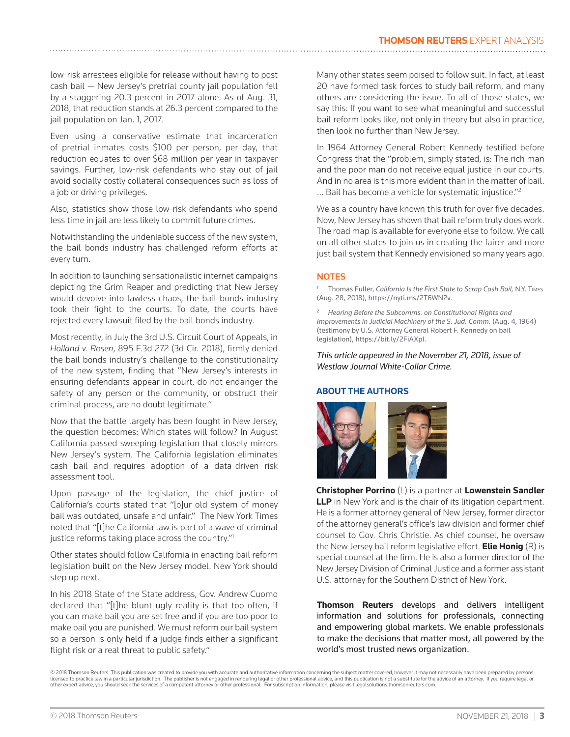low-risk arrestees eligible for release without having to post cash bail — New Jersey's pretrial county jail population fell by a staggering 20.3 percent in 2017 alone. As of Aug. 31, 2018, that reduction stands at 26.3 percent compared to the jail population on Jan. 1, 2017.

Even using a conservative estimate that incarceration of pretrial inmates costs $100 per person, per day, that reduction equates to over $68 million per year in taxpayer savings. Further, low-risk defendants who stay out of jail avoid socially costly collateral consequences such as loss of a job or driving privileges.

Also, statistics show those low-risk defendants who spend less time in jail are less likely to commit future crimes.

Notwithstanding the undeniable success of the new system, the bail bonds industry has challenged reform efforts at every turn.

In addition to launching sensationalistic internet campaigns depicting the Grim Reaper and predicting that New Jersey would devolve into lawless chaos, the bail bonds industry took their fight to the courts. To date, the courts have rejected every lawsuit filed by the bail bonds industry.

Most recently, in July the 3rd U.S. Circuit Court of Appeals, in *Holland v. Rosen*, 895 F.3d 272 (3d Cir. 2018), firmly denied the bail bonds industry's challenge to the constitutionality of the new system, finding that "New Jersey's interests in ensuring defendants appear in court, do not endanger the safety of any person or the community, or obstruct their criminal process, are no doubt legitimate."

Now that the battle largely has been fought in New Jersey, the question becomes: Which states will follow? In August California passed sweeping legislation that closely mirrors New Jersey's system. The California legislation eliminates cash bail and requires adoption of a data-driven risk assessment tool.

Upon passage of the legislation, the chief justice of California's courts stated that "[o]ur old system of money bail was outdated, unsafe and unfair." The New York Times noted that "[t]he California law is part of a wave of criminal justice reforms taking place across the country."[1]

Other states should follow California in enacting bail reform legislation built on the New Jersey model. New York should step up next.

In his 2018 State of the State address, Gov. Andrew Cuomo declared that "[t]he blunt ugly reality is that too often, if you can make bail you are set free and if you are too poor to make bail you are punished. We must reform our bail system so a person is only held if a judge finds either a significant flight risk or a real threat to public safety."

Many other states seem poised to follow suit. In fact, at least 20 have formed task forces to study bail reform, and many others are considering the issue. To all of those states, we say this: If you want to see what meaningful and successful bail reform looks like, not only in theory but also in practice, then look no further than New Jersey.

In 1964 Attorney General Robert Kennedy testified before Congress that the "problem, simply stated, is: The rich man and the poor man do not receive equal justice in our courts. And in no area is this more evident than in the matter of bail. … Bail has become a vehicle for systematic injustice."[2]

We as a country have known this truth for over five decades. Now, New Jersey has shown that bail reform truly does work. The road map is available for everyone else to follow. We call on all other states to join us in creating the fairer and more just bail system that Kennedy envisioned so many years ago.

## NOTES

[1] Thomas Fuller, *California Is the First State to Scrap Cash Bail,* N.Y. TIMES (Aug. 28, 2018), https://nyti.ms/2T6WN2v.

[2] *Hearing Before the Subcomms. on Constitutional Rights and Improvements in Judicial Machinery of the S. Jud. Comm.* (Aug. 4, 1964) (testimony by U.S. Attorney General Robert F. Kennedy on bail legislation), https://bit.ly/2FiAXpI.

*This article appeared in the November 21, 2018, issue of Westlaw Journal White-Collar Crime.*

## ABOUT THE AUTHORS

**Christopher Porrino** (L) is a partner at **Lowenstein Sandler LLP** in New York and is the chair of its litigation department. He is a former attorney general of New Jersey, former director of the attorney general's office's law division and former chief counsel to Gov. Chris Christie. As chief counsel, he oversaw the New Jersey bail reform legislative effort. **Elie Honig** (R) is special counsel at the firm. He is also a former director of the New Jersey Division of Criminal Justice and a former assistant U.S. attorney for the Southern District of New York.

**Thomson Reuters** develops and delivers intelligent information and solutions for professionals, connecting and empowering global markets. We enable professionals to make the decisions that matter most, all powered by the world's most trusted news organization.

© 2018 Thomson Reuters. This publication was created to provide you with accurate and authoritative information concerning the subject matter covered, however it may not necessarily have been prepared by persons licensed to practice law in a particular jurisdiction. The publisher is not engaged in rendering legal or other professional advice, and this publication is not a substitute for the advice of an attorney. If you require legal or other expert advice, you should seek the services of a competent attorney or other professional. For subscription information, please visit legalsolutions.thomsonreuters.com.